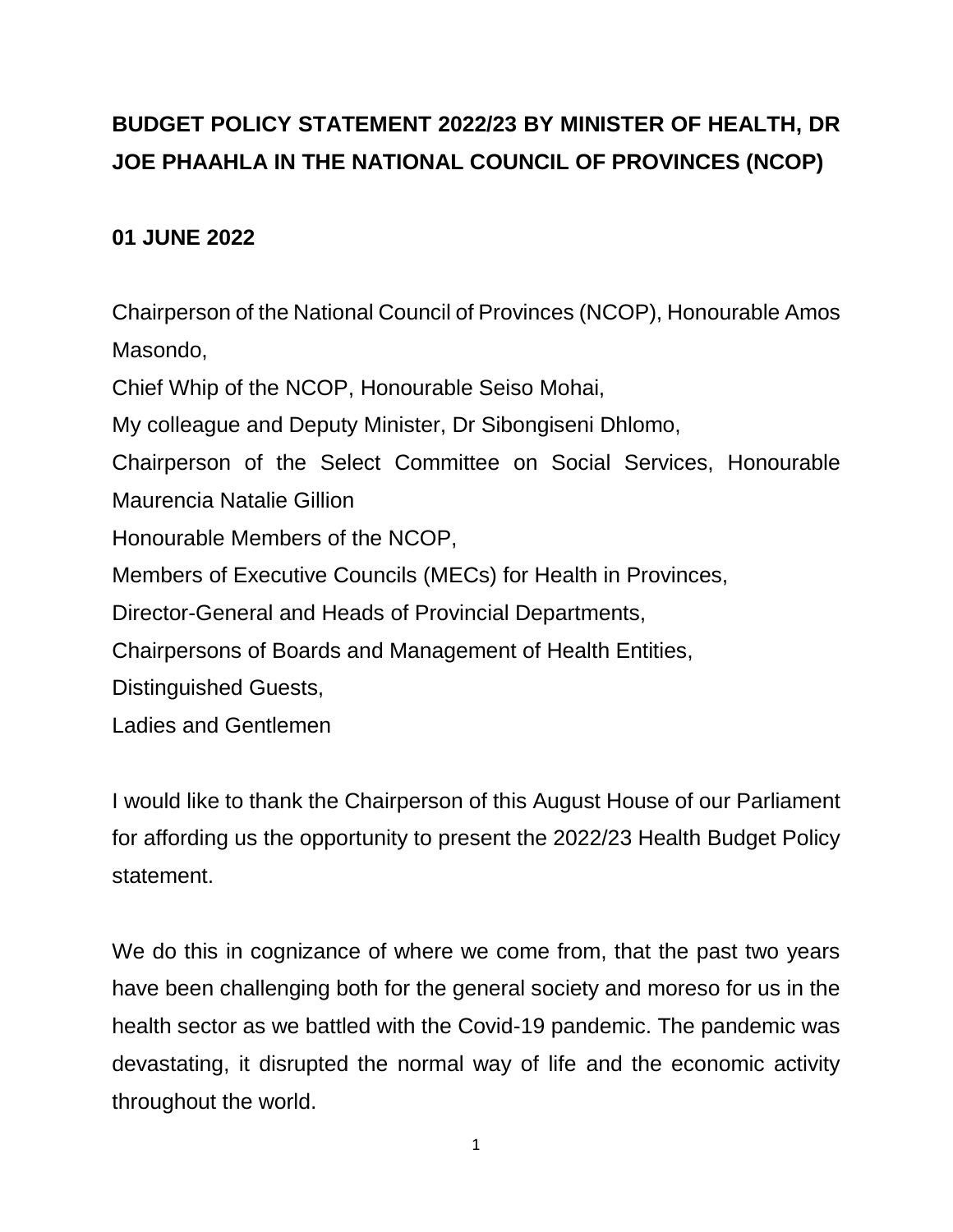# BUDGET POLICY STATEMENT 2022/23 BY MINISTER OF HEALTH, DR JOE PHAAHLA IN THE NATIONAL COUNCIL OF PROVINCES (NCOP)

**01 JUNE 2022**

Chairperson of the National Council of Provinces (NCOP), Honourable Amos Masondo,
Chief Whip of the NCOP, Honourable Seiso Mohai,
My colleague and Deputy Minister, Dr Sibongiseni Dhlomo,
Chairperson of the Select Committee on Social Services, Honourable Maurencia Natalie Gillion
Honourable Members of the NCOP,
Members of Executive Councils (MECs) for Health in Provinces,
Director-General and Heads of Provincial Departments,
Chairpersons of Boards and Management of Health Entities,
Distinguished Guests,
Ladies and Gentlemen

I would like to thank the Chairperson of this August House of our Parliament for affording us the opportunity to present the 2022/23 Health Budget Policy statement.

We do this in cognizance of where we come from, that the past two years have been challenging both for the general society and moreso for us in the health sector as we battled with the Covid-19 pandemic. The pandemic was devastating, it disrupted the normal way of life and the economic activity throughout the world.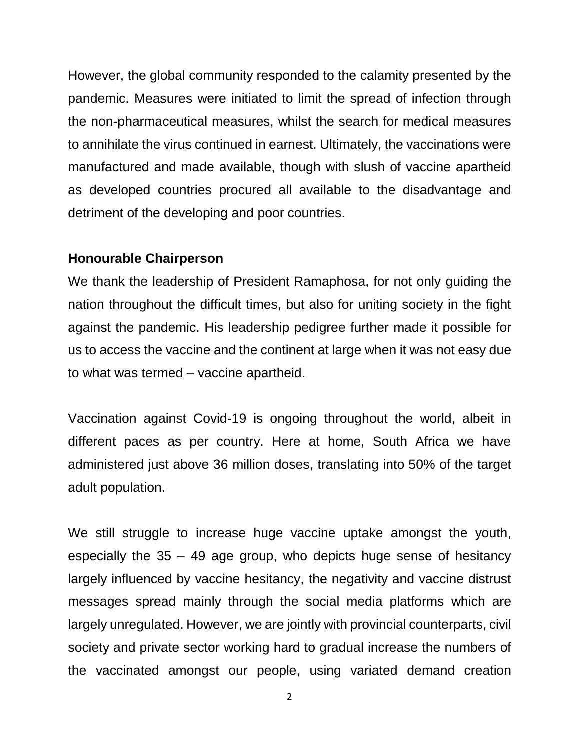However, the global community responded to the calamity presented by the pandemic. Measures were initiated to limit the spread of infection through the non-pharmaceutical measures, whilst the search for medical measures to annihilate the virus continued in earnest. Ultimately, the vaccinations were manufactured and made available, though with slush of vaccine apartheid as developed countries procured all available to the disadvantage and detriment of the developing and poor countries.

**Honourable Chairperson**

We thank the leadership of President Ramaphosa, for not only guiding the nation throughout the difficult times, but also for uniting society in the fight against the pandemic. His leadership pedigree further made it possible for us to access the vaccine and the continent at large when it was not easy due to what was termed – vaccine apartheid.

Vaccination against Covid-19 is ongoing throughout the world, albeit in different paces as per country. Here at home, South Africa we have administered just above 36 million doses, translating into 50% of the target adult population.

We still struggle to increase huge vaccine uptake amongst the youth, especially the 35 – 49 age group, who depicts huge sense of hesitancy largely influenced by vaccine hesitancy, the negativity and vaccine distrust messages spread mainly through the social media platforms which are largely unregulated. However, we are jointly with provincial counterparts, civil society and private sector working hard to gradual increase the numbers of the vaccinated amongst our people, using variated demand creation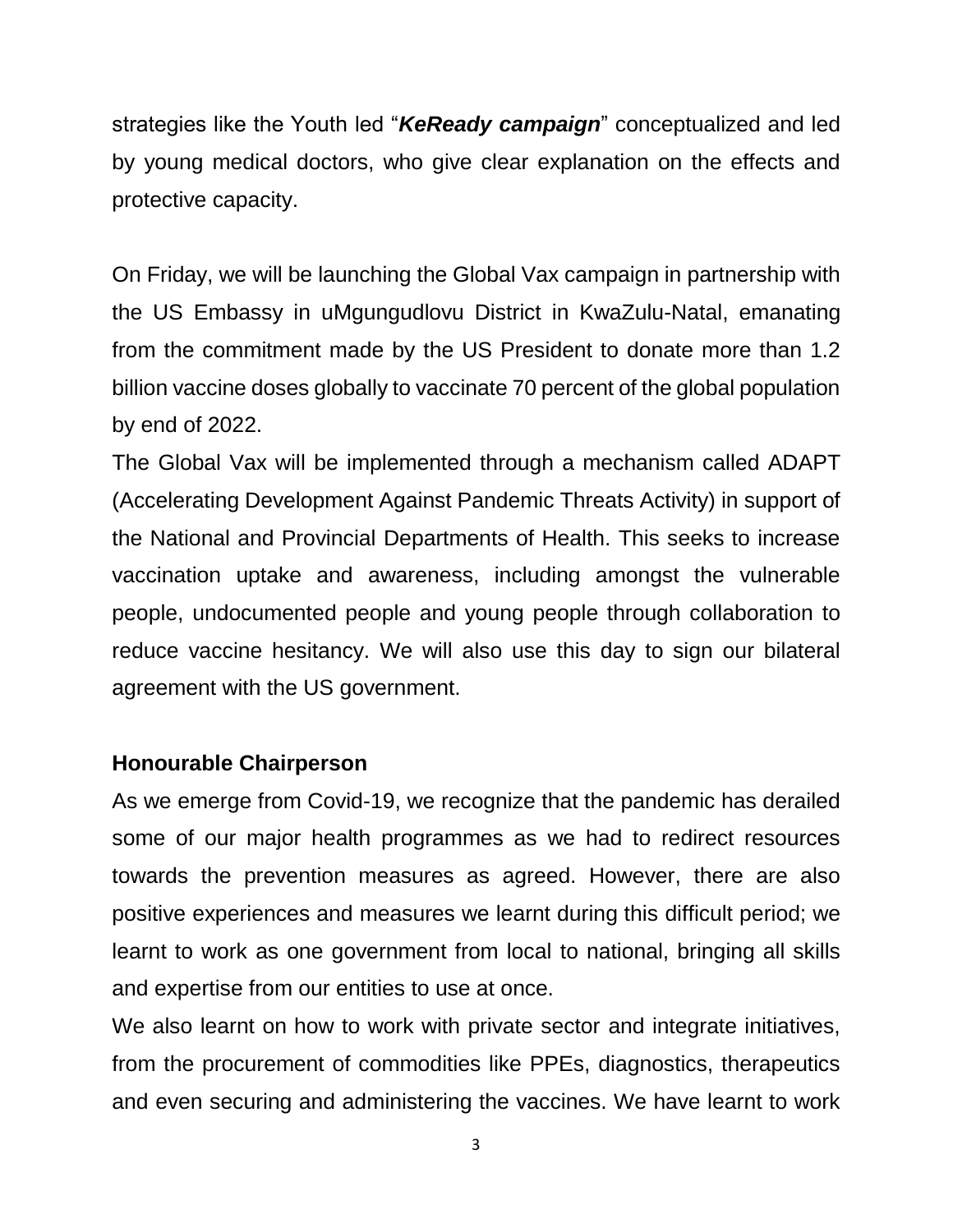strategies like the Youth led "***KeReady campaign***" conceptualized and led by young medical doctors, who give clear explanation on the effects and protective capacity.

On Friday, we will be launching the Global Vax campaign in partnership with the US Embassy in uMgungudlovu District in KwaZulu-Natal, emanating from the commitment made by the US President to donate more than 1.2 billion vaccine doses globally to vaccinate 70 percent of the global population by end of 2022.

The Global Vax will be implemented through a mechanism called ADAPT (Accelerating Development Against Pandemic Threats Activity) in support of the National and Provincial Departments of Health. This seeks to increase vaccination uptake and awareness, including amongst the vulnerable people, undocumented people and young people through collaboration to reduce vaccine hesitancy. We will also use this day to sign our bilateral agreement with the US government.

**Honourable Chairperson**

As we emerge from Covid-19, we recognize that the pandemic has derailed some of our major health programmes as we had to redirect resources towards the prevention measures as agreed. However, there are also positive experiences and measures we learnt during this difficult period; we learnt to work as one government from local to national, bringing all skills and expertise from our entities to use at once.

We also learnt on how to work with private sector and integrate initiatives, from the procurement of commodities like PPEs, diagnostics, therapeutics and even securing and administering the vaccines. We have learnt to work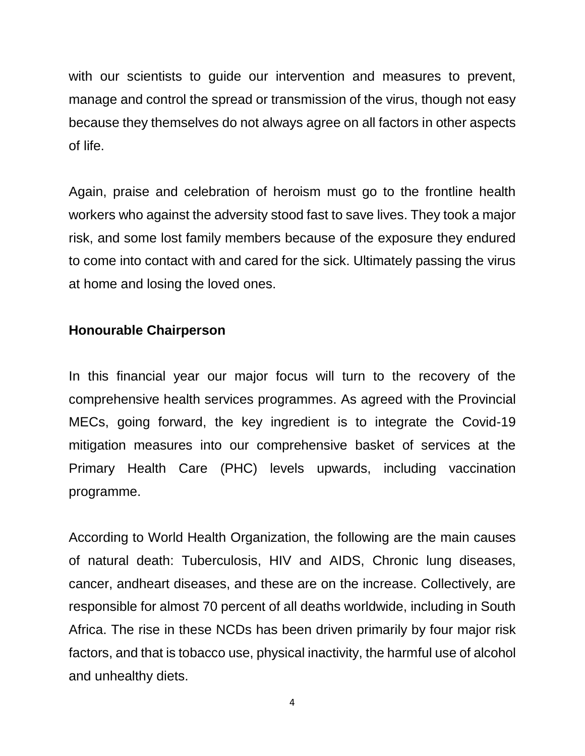with our scientists to guide our intervention and measures to prevent, manage and control the spread or transmission of the virus, though not easy because they themselves do not always agree on all factors in other aspects of life.

Again, praise and celebration of heroism must go to the frontline health workers who against the adversity stood fast to save lives. They took a major risk, and some lost family members because of the exposure they endured to come into contact with and cared for the sick. Ultimately passing the virus at home and losing the loved ones.

**Honourable Chairperson**

In this financial year our major focus will turn to the recovery of the comprehensive health services programmes. As agreed with the Provincial MECs, going forward, the key ingredient is to integrate the Covid-19 mitigation measures into our comprehensive basket of services at the Primary Health Care (PHC) levels upwards, including vaccination programme.

According to World Health Organization, the following are the main causes of natural death: Tuberculosis, HIV and AIDS, Chronic lung diseases, cancer, andheart diseases, and these are on the increase. Collectively, are responsible for almost 70 percent of all deaths worldwide, including in South Africa. The rise in these NCDs has been driven primarily by four major risk factors, and that is tobacco use, physical inactivity, the harmful use of alcohol and unhealthy diets.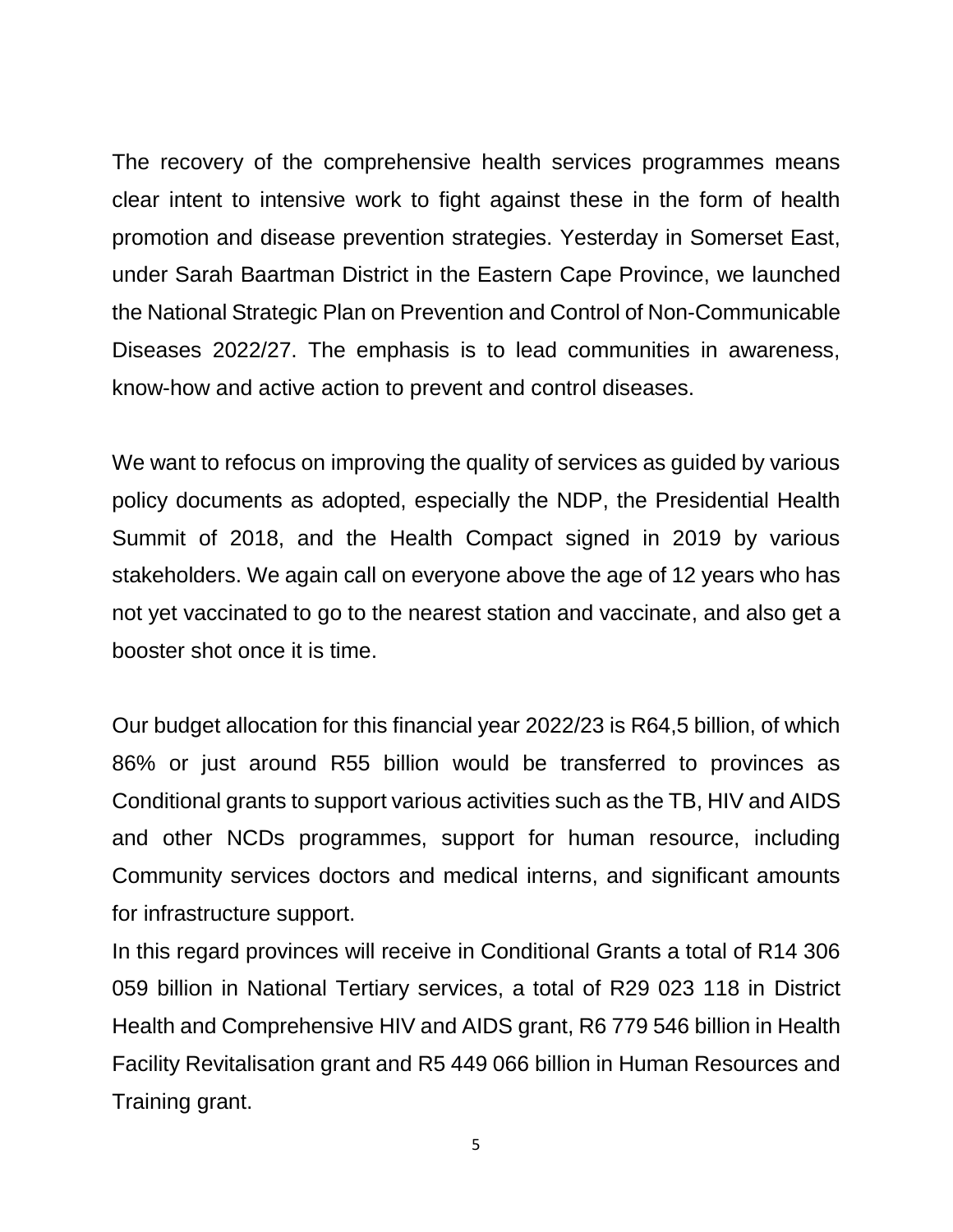The recovery of the comprehensive health services programmes means clear intent to intensive work to fight against these in the form of health promotion and disease prevention strategies. Yesterday in Somerset East, under Sarah Baartman District in the Eastern Cape Province, we launched the National Strategic Plan on Prevention and Control of Non-Communicable Diseases 2022/27. The emphasis is to lead communities in awareness, know-how and active action to prevent and control diseases.

We want to refocus on improving the quality of services as guided by various policy documents as adopted, especially the NDP, the Presidential Health Summit of 2018, and the Health Compact signed in 2019 by various stakeholders. We again call on everyone above the age of 12 years who has not yet vaccinated to go to the nearest station and vaccinate, and also get a booster shot once it is time.

Our budget allocation for this financial year 2022/23 is R64,5 billion, of which 86% or just around R55 billion would be transferred to provinces as Conditional grants to support various activities such as the TB, HIV and AIDS and other NCDs programmes, support for human resource, including Community services doctors and medical interns, and significant amounts for infrastructure support.

In this regard provinces will receive in Conditional Grants a total of R14 306 059 billion in National Tertiary services, a total of R29 023 118 in District Health and Comprehensive HIV and AIDS grant, R6 779 546 billion in Health Facility Revitalisation grant and R5 449 066 billion in Human Resources and Training grant.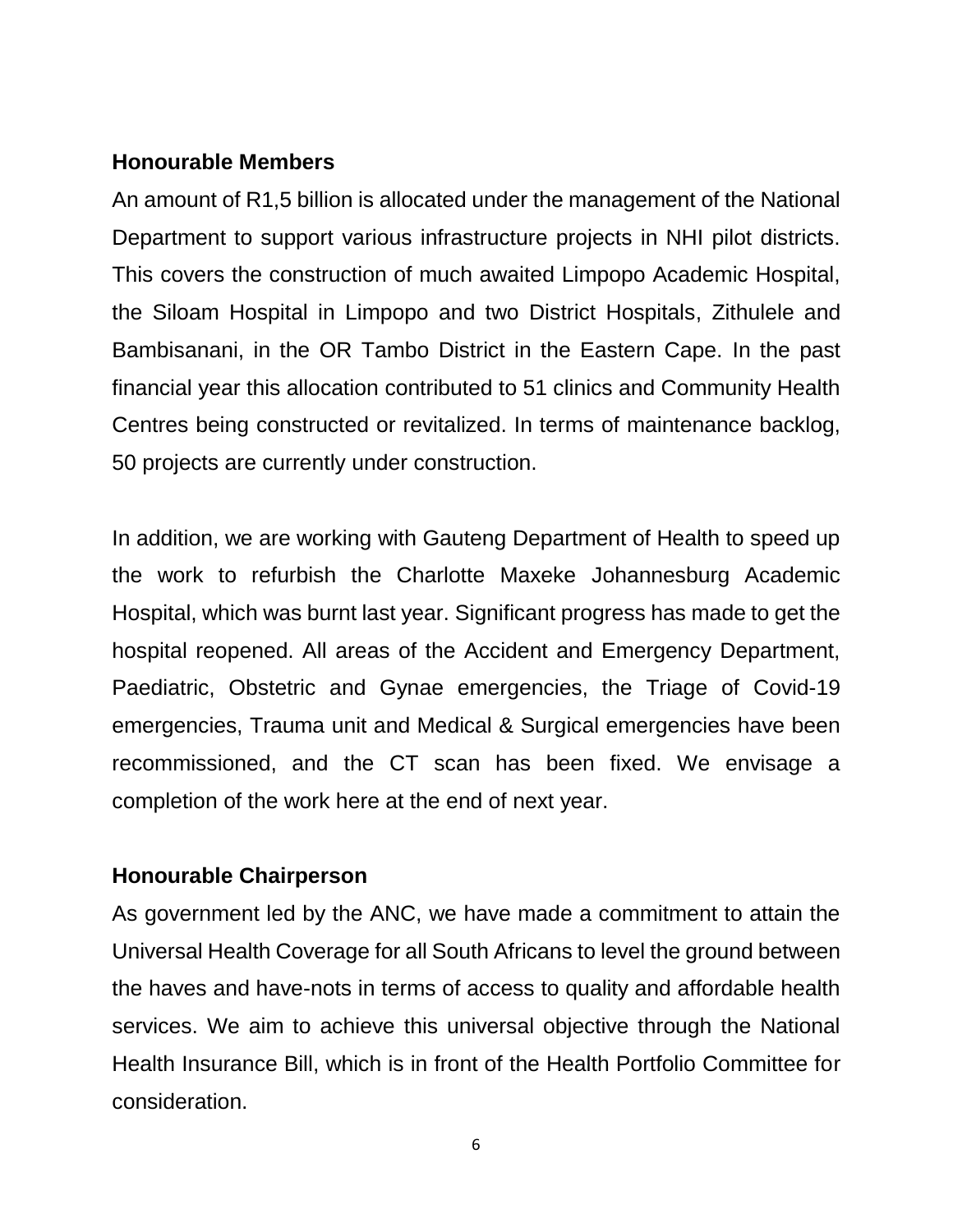**Honourable Members**

An amount of R1,5 billion is allocated under the management of the National Department to support various infrastructure projects in NHI pilot districts. This covers the construction of much awaited Limpopo Academic Hospital, the Siloam Hospital in Limpopo and two District Hospitals, Zithulele and Bambisanani, in the OR Tambo District in the Eastern Cape. In the past financial year this allocation contributed to 51 clinics and Community Health Centres being constructed or revitalized. In terms of maintenance backlog, 50 projects are currently under construction.

In addition, we are working with Gauteng Department of Health to speed up the work to refurbish the Charlotte Maxeke Johannesburg Academic Hospital, which was burnt last year. Significant progress has made to get the hospital reopened. All areas of the Accident and Emergency Department, Paediatric, Obstetric and Gynae emergencies, the Triage of Covid-19 emergencies, Trauma unit and Medical & Surgical emergencies have been recommissioned, and the CT scan has been fixed. We envisage a completion of the work here at the end of next year.

**Honourable Chairperson**

As government led by the ANC, we have made a commitment to attain the Universal Health Coverage for all South Africans to level the ground between the haves and have-nots in terms of access to quality and affordable health services. We aim to achieve this universal objective through the National Health Insurance Bill, which is in front of the Health Portfolio Committee for consideration.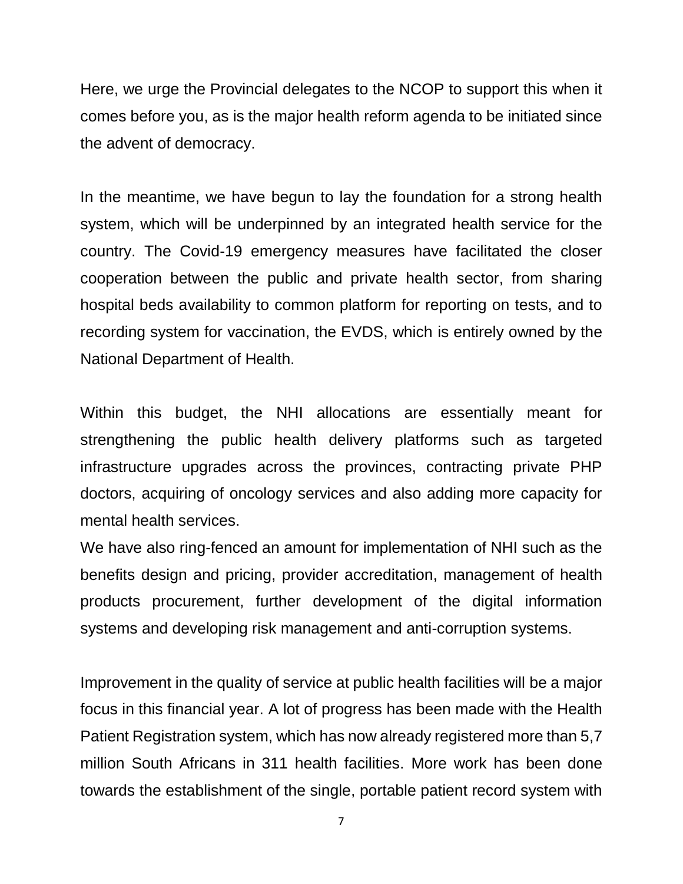Here, we urge the Provincial delegates to the NCOP to support this when it comes before you, as is the major health reform agenda to be initiated since the advent of democracy.

In the meantime, we have begun to lay the foundation for a strong health system, which will be underpinned by an integrated health service for the country. The Covid-19 emergency measures have facilitated the closer cooperation between the public and private health sector, from sharing hospital beds availability to common platform for reporting on tests, and to recording system for vaccination, the EVDS, which is entirely owned by the National Department of Health.

Within this budget, the NHI allocations are essentially meant for strengthening the public health delivery platforms such as targeted infrastructure upgrades across the provinces, contracting private PHP doctors, acquiring of oncology services and also adding more capacity for mental health services.

We have also ring-fenced an amount for implementation of NHI such as the benefits design and pricing, provider accreditation, management of health products procurement, further development of the digital information systems and developing risk management and anti-corruption systems.

Improvement in the quality of service at public health facilities will be a major focus in this financial year. A lot of progress has been made with the Health Patient Registration system, which has now already registered more than 5,7 million South Africans in 311 health facilities. More work has been done towards the establishment of the single, portable patient record system with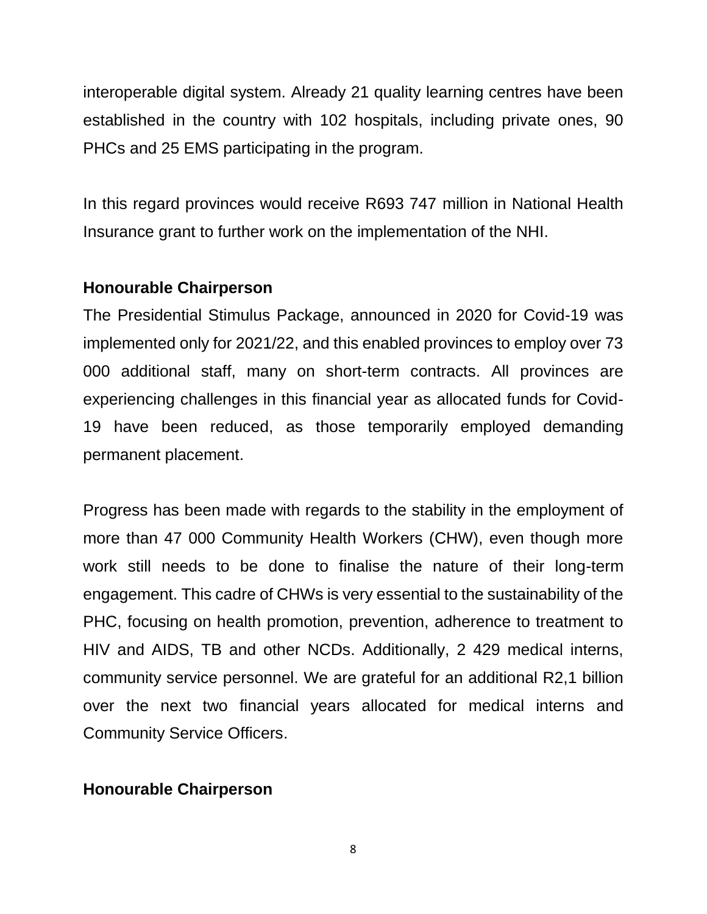interoperable digital system. Already 21 quality learning centres have been established in the country with 102 hospitals, including private ones, 90 PHCs and 25 EMS participating in the program.

In this regard provinces would receive R693 747 million in National Health Insurance grant to further work on the implementation of the NHI.

**Honourable Chairperson**

The Presidential Stimulus Package, announced in 2020 for Covid-19 was implemented only for 2021/22, and this enabled provinces to employ over 73 000 additional staff, many on short-term contracts. All provinces are experiencing challenges in this financial year as allocated funds for Covid-19 have been reduced, as those temporarily employed demanding permanent placement.

Progress has been made with regards to the stability in the employment of more than 47 000 Community Health Workers (CHW), even though more work still needs to be done to finalise the nature of their long-term engagement. This cadre of CHWs is very essential to the sustainability of the PHC, focusing on health promotion, prevention, adherence to treatment to HIV and AIDS, TB and other NCDs. Additionally, 2 429 medical interns, community service personnel. We are grateful for an additional R2,1 billion over the next two financial years allocated for medical interns and Community Service Officers.

**Honourable Chairperson**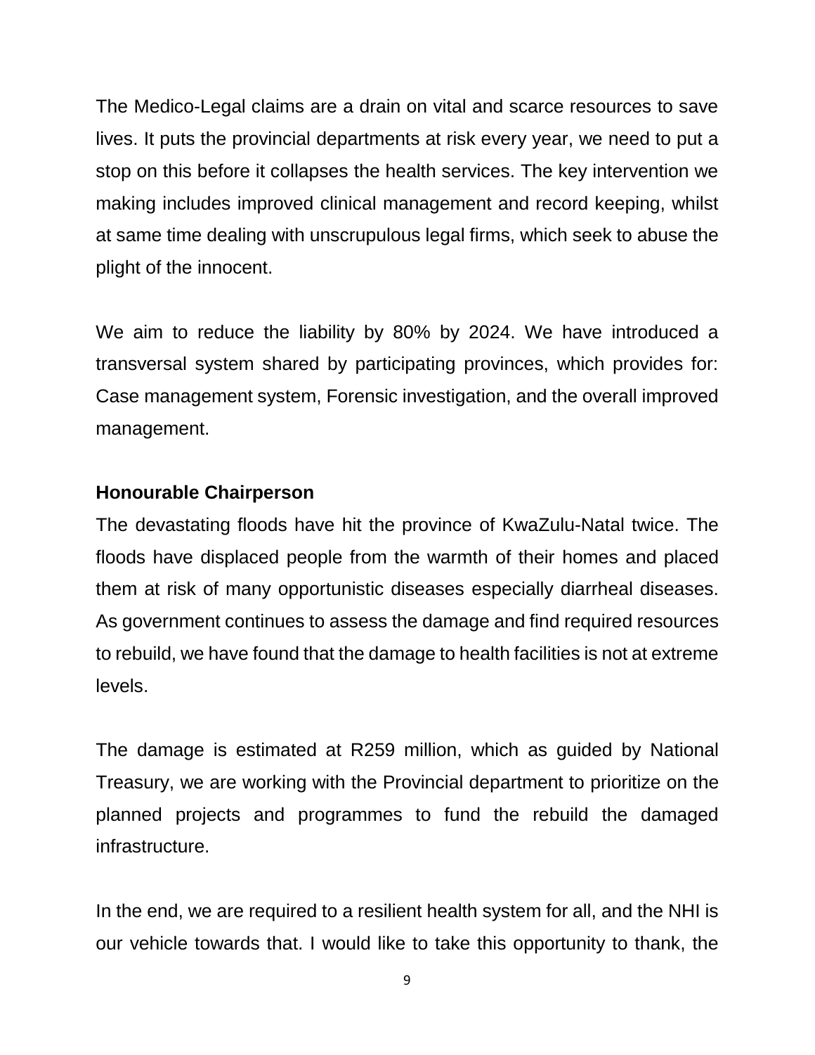The Medico-Legal claims are a drain on vital and scarce resources to save lives. It puts the provincial departments at risk every year, we need to put a stop on this before it collapses the health services. The key intervention we making includes improved clinical management and record keeping, whilst at same time dealing with unscrupulous legal firms, which seek to abuse the plight of the innocent.

We aim to reduce the liability by 80% by 2024. We have introduced a transversal system shared by participating provinces, which provides for: Case management system, Forensic investigation, and the overall improved management.

**Honourable Chairperson**

The devastating floods have hit the province of KwaZulu-Natal twice. The floods have displaced people from the warmth of their homes and placed them at risk of many opportunistic diseases especially diarrheal diseases. As government continues to assess the damage and find required resources to rebuild, we have found that the damage to health facilities is not at extreme levels.

The damage is estimated at R259 million, which as guided by National Treasury, we are working with the Provincial department to prioritize on the planned projects and programmes to fund the rebuild the damaged infrastructure.

In the end, we are required to a resilient health system for all, and the NHI is our vehicle towards that. I would like to take this opportunity to thank, the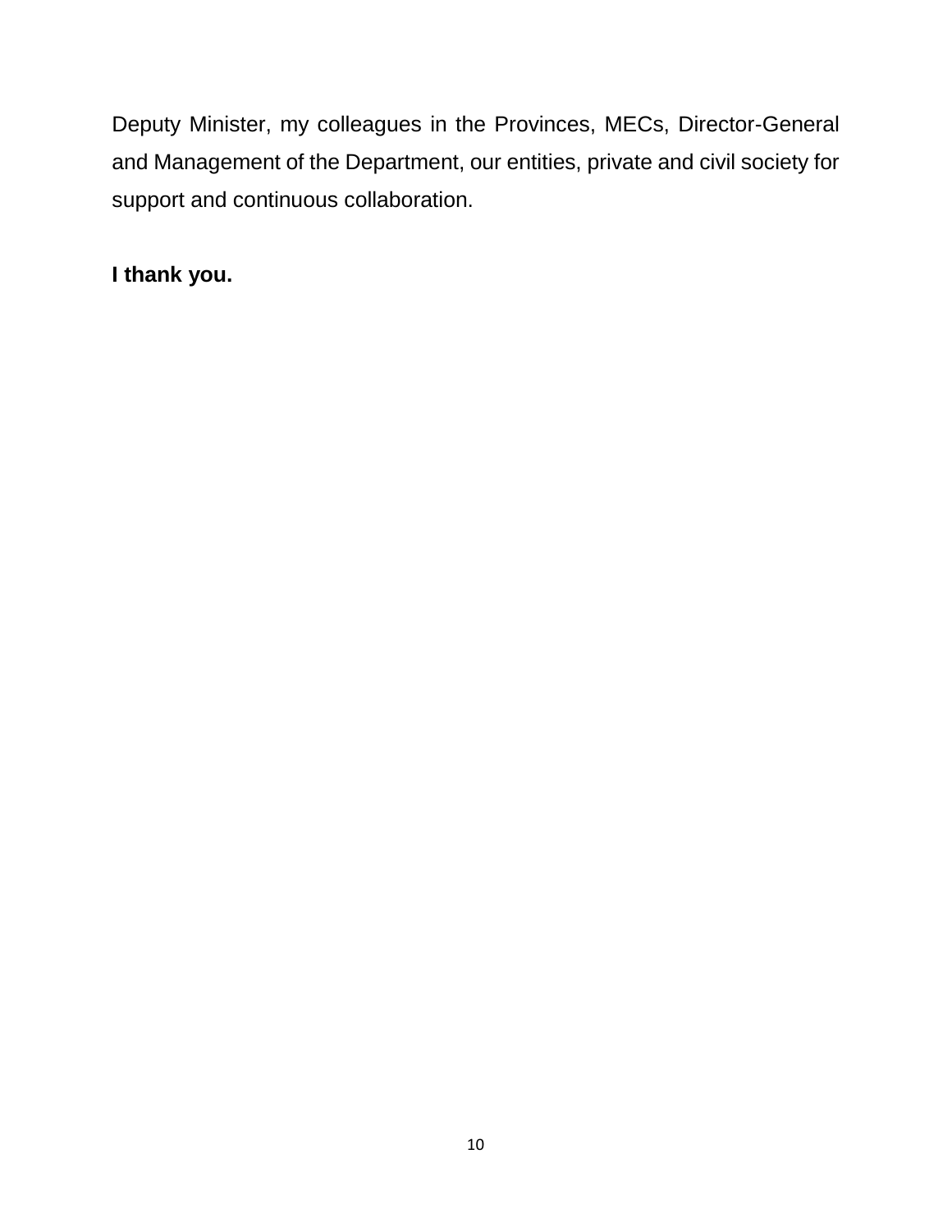Deputy Minister, my colleagues in the Provinces, MECs, Director-General and Management of the Department, our entities, private and civil society for support and continuous collaboration.

**I thank you.**